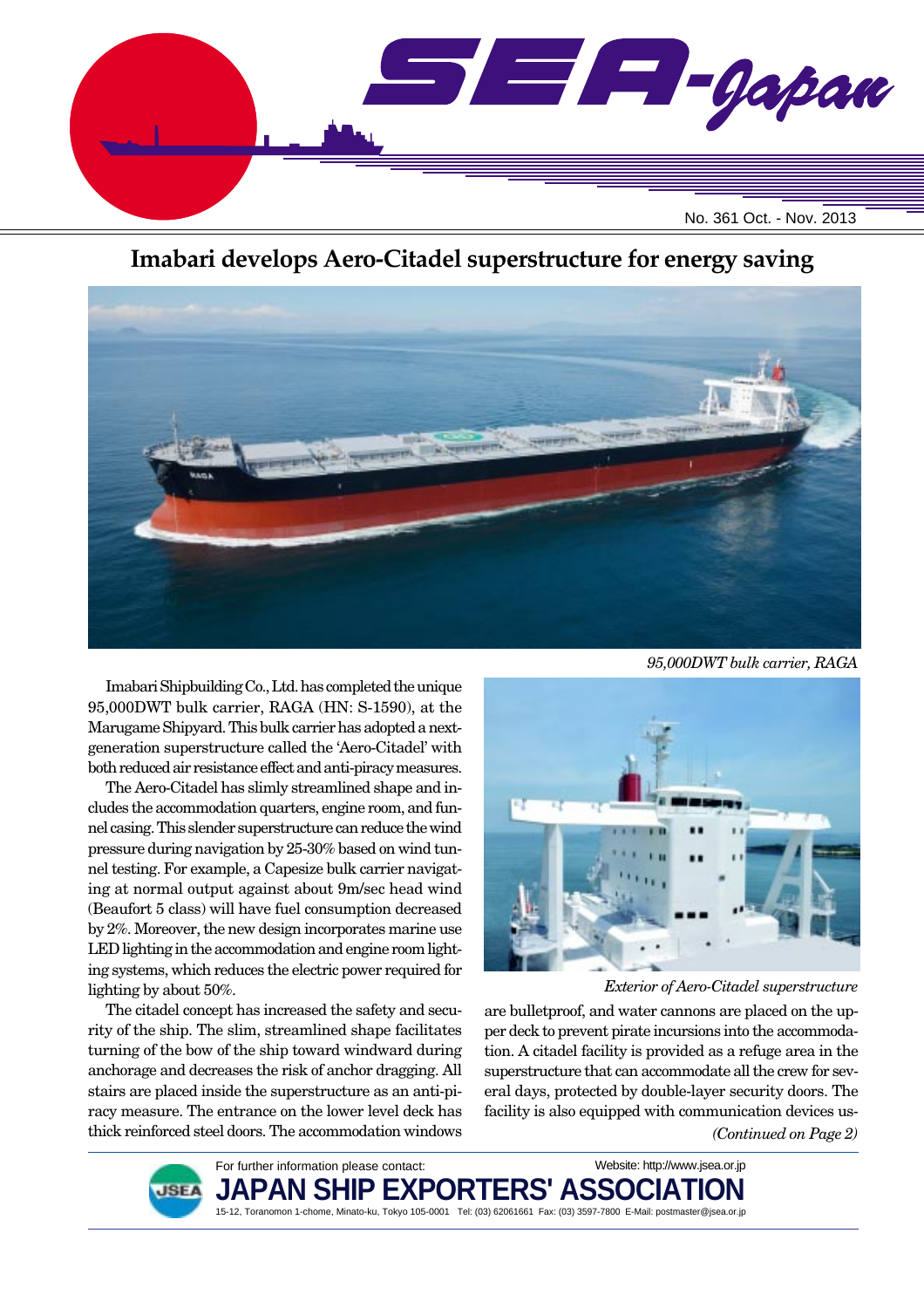# SEA-Japan

No. 361 Oct. - Nov. 2013

## Imabari develops Aero-Citadel superstructure for energy saving

*95,000DWT bulk carrier, RAGA*

Imabari Shipbuilding Co., Ltd. has completed the unique 95,000DWT bulk carrier, RAGA (HN: S-1590), at the Marugame Shipyard. This bulk carrier has adopted a next-generation superstructure called the 'Aero-Citadel' with both reduced air resistance effect and anti-piracy measures.

The Aero-Citadel has slimly streamlined shape and includes the accommodation quarters, engine room, and funnel casing. This slender superstructure can reduce the wind pressure during navigation by 25-30% based on wind tunnel testing. For example, a Capesize bulk carrier navigating at normal output against about 9m/sec head wind (Beaufort 5 class) will have fuel consumption decreased by 2%. Moreover, the new design incorporates marine use LED lighting in the accommodation and engine room lighting systems, which reduces the electric power required for lighting by about 50%.

The citadel concept has increased the safety and security of the ship. The slim, streamlined shape facilitates turning of the bow of the ship toward windward during anchorage and decreases the risk of anchor dragging. All stairs are placed inside the superstructure as an anti-piracy measure. The entrance on the lower level deck has thick reinforced steel doors. The accommodation windows are bulletproof, and water cannons are placed on the upper deck to prevent pirate incursions into the accommodation. A citadel facility is provided as a refuge area in the superstructure that can accommodate all the crew for several days, protected by double-layer security doors. The facility is also equipped with communication devices us-

*Exterior of Aero-Citadel superstructure*

*(Continued on Page 2)*

For further information please contact:
**JAPAN SHIP EXPORTERS' ASSOCIATION**
15-12, Toranomon 1-chome, Minato-ku, Tokyo 105-0001 Tel: (03) 62061661 Fax: (03) 3597-7800 E-Mail: postmaster@jsea.or.jp
Website: http://www.jsea.or.jp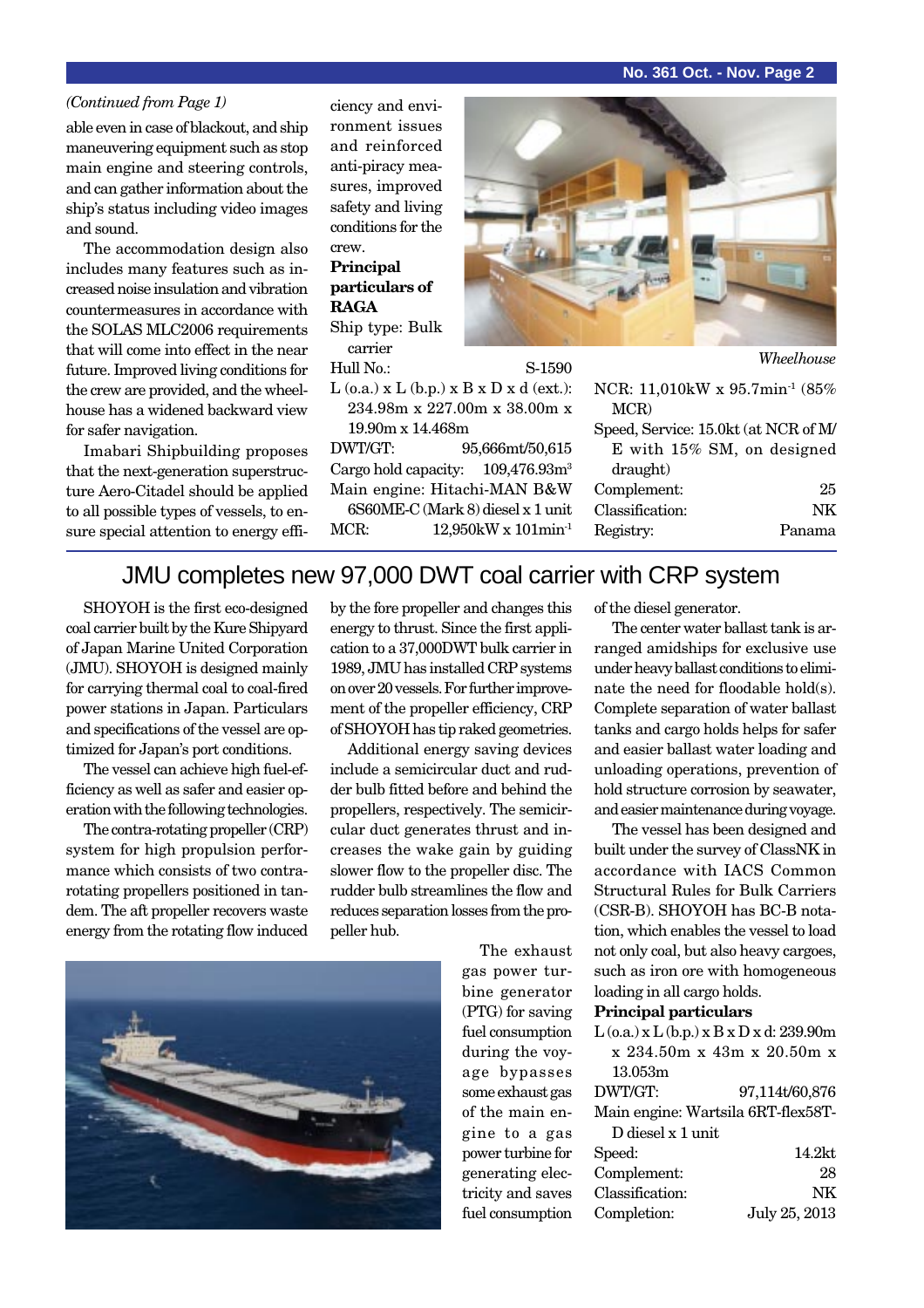*(Continued from Page 1)*

able even in case of blackout, and ship maneuvering equipment such as stop main engine and steering controls, and can gather information about the ship's status including video images and sound.

The accommodation design also includes many features such as increased noise insulation and vibration countermeasures in accordance with the SOLAS MLC2006 requirements that will come into effect in the near future. Improved living conditions for the crew are provided, and the wheelhouse has a widened backward view for safer navigation.

Imabari Shipbuilding proposes that the next-generation superstructure Aero-Citadel should be applied to all possible types of vessels, to ensure special attention to energy efficiency and environment issues and reinforced anti-piracy measures, improved safety and living conditions for the crew.

**Principal particulars of RAGA**

Ship type: Bulk carrier

Hull No.: S-1590

L (o.a.) x L (b.p.) x B x D x d (ext.): 234.98m x 227.00m x 38.00m x 19.90m x 14.468m

DWT/GT: 95,666mt/50,615

Cargo hold capacity: 109,476.93m$^3$

Main engine: Hitachi-MAN B&W 6S60ME-C (Mark 8) diesel x 1 unit

MCR: 12,950kW x 101min$^{-1}$

NCR: 11,010kW x 95.7min$^{-1}$ (85% MCR)

Speed, Service: 15.0kt (at NCR of M/E with 15% SM, on designed draught)

Complement: 25

Classification: NK

Registry: Panama

*Wheelhouse*

## JMU completes new 97,000 DWT coal carrier with CRP system

SHOYOH is the first eco-designed coal carrier built by the Kure Shipyard of Japan Marine United Corporation (JMU). SHOYOH is designed mainly for carrying thermal coal to coal-fired power stations in Japan. Particulars and specifications of the vessel are optimized for Japan's port conditions.

The vessel can achieve high fuel-efficiency as well as safer and easier operation with the following technologies.

The contra-rotating propeller (CRP) system for high propulsion performance which consists of two contra-rotating propellers positioned in tandem. The aft propeller recovers waste energy from the rotating flow induced by the fore propeller and changes this energy to thrust. Since the first application to a 37,000DWT bulk carrier in 1989, JMU has installed CRP systems on over 20 vessels. For further improvement of the propeller efficiency, CRP of SHOYOH has tip raked geometries.

Additional energy saving devices include a semicircular duct and rudder bulb fitted before and behind the propellers, respectively. The semicircular duct generates thrust and increases the wake gain by guiding slower flow to the propeller disc. The rudder bulb streamlines the flow and reduces separation losses from the propeller hub.

The exhaust gas power turbine generator (PTG) for saving fuel consumption during the voyage bypasses some exhaust gas of the main engine to a gas power turbine for generating electricity and saves fuel consumption of the diesel generator.

The center water ballast tank is arranged amidships for exclusive use under heavy ballast conditions to eliminate the need for floodable hold(s). Complete separation of water ballast tanks and cargo holds helps for safer and easier ballast water loading and unloading operations, prevention of hold structure corrosion by seawater, and easier maintenance during voyage.

The vessel has been designed and built under the survey of ClassNK in accordance with IACS Common Structural Rules for Bulk Carriers (CSR-B). SHOYOH has BC-B notation, which enables the vessel to load not only coal, but also heavy cargoes, such as iron ore with homogeneous loading in all cargo holds.

**Principal particulars**

L (o.a.) x L (b.p.) x B x D x d: 239.90m x 234.50m x 43m x 20.50m x 13.053m

DWT/GT: 97,114t/60,876

Main engine: Wartsila 6RT-flex58T-D diesel x 1 unit

Speed: 14.2kt

Complement: 28

Classification: NK

Completion: July 25, 2013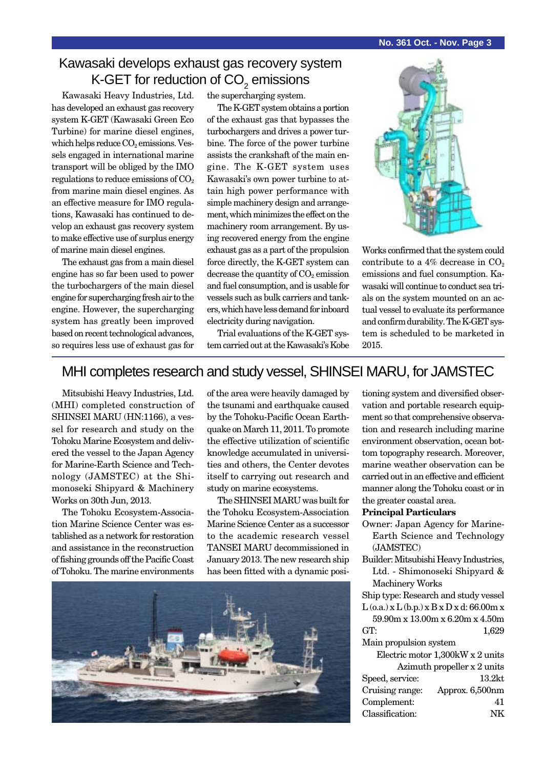## Kawasaki develops exhaust gas recovery system K-GET for reduction of $CO_2$ emissions

Kawasaki Heavy Industries, Ltd. has developed an exhaust gas recovery system K-GET (Kawasaki Green Eco Turbine) for marine diesel engines, which helps reduce $CO_2$ emissions. Vessels engaged in international marine transport will be obliged by the IMO regulations to reduce emissions of $CO_2$ from marine main diesel engines. As an effective measure for IMO regulations, Kawasaki has continued to develop an exhaust gas recovery system to make effective use of surplus energy of marine main diesel engines.

The exhaust gas from a main diesel engine has so far been used to power the turbochargers of the main diesel engine for supercharging fresh air to the engine. However, the supercharging system has greatly been improved based on recent technological advances, so requires less use of exhaust gas for the supercharging system.

The K-GET system obtains a portion of the exhaust gas that bypasses the turbochargers and drives a power turbine. The force of the power turbine assists the crankshaft of the main engine. The K-GET system uses Kawasaki's own power turbine to attain high power performance with simple machinery design and arrangement, which minimizes the effect on the machinery room arrangement. By using recovered energy from the engine exhaust gas as a part of the propulsion force directly, the K-GET system can decrease the quantity of $CO_2$ emission and fuel consumption, and is usable for vessels such as bulk carriers and tankers, which have less demand for inboard electricity during navigation.

Trial evaluations of the K-GET system carried out at the Kawasaki's Kobe Works confirmed that the system could contribute to a 4% decrease in $CO_2$ emissions and fuel consumption. Kawasaki will continue to conduct sea trials on the system mounted on an actual vessel to evaluate its performance and confirm durability. The K-GET system is scheduled to be marketed in 2015.

## MHI completes research and study vessel, SHINSEI MARU, for JAMSTEC

Mitsubishi Heavy Industries, Ltd. (MHI) completed construction of SHINSEI MARU (HN:1166), a vessel for research and study on the Tohoku Marine Ecosystem and delivered the vessel to the Japan Agency for Marine-Earth Science and Technology (JAMSTEC) at the Shimonoseki Shipyard & Machinery Works on 30th Jun, 2013.

The Tohoku Ecosystem-Association Marine Science Center was established as a network for restoration and assistance in the reconstruction of fishing grounds off the Pacific Coast of Tohoku. The marine environments of the area were heavily damaged by the tsunami and earthquake caused by the Tohoku-Pacific Ocean Earthquake on March 11, 2011. To promote the effective utilization of scientific knowledge accumulated in universities and others, the Center devotes itself to carrying out research and study on marine ecosystems.

The SHINSEI MARU was built for the Tohoku Ecosystem-Association Marine Science Center as a successor to the academic research vessel TANSEI MARU decommissioned in January 2013. The new research ship has been fitted with a dynamic positioning system and diversified observation and portable research equipment so that comprehensive observation and research including marine environment observation, ocean bottom topography research. Moreover, marine weather observation can be carried out in an effective and efficient manner along the Tohoku coast or in the greater coastal area.

**Principal Particulars**

Owner: Japan Agency for Marine-Earth Science and Technology (JAMSTEC)
Builder: Mitsubishi Heavy Industries, Ltd. - Shimonoseki Shipyard & Machinery Works
Ship type: Research and study vessel
L (o.a.) x L (b.p.) x B x D x d: 66.00m x 59.90m x 13.00m x 6.20m x 4.50m
GT: 1,629
Main propulsion system
Electric motor 1,300kW x 2 units
Azimuth propeller x 2 units
Speed, service: 13.2kt
Cruising range: Approx. 6,500nm
Complement: 41
Classification: NK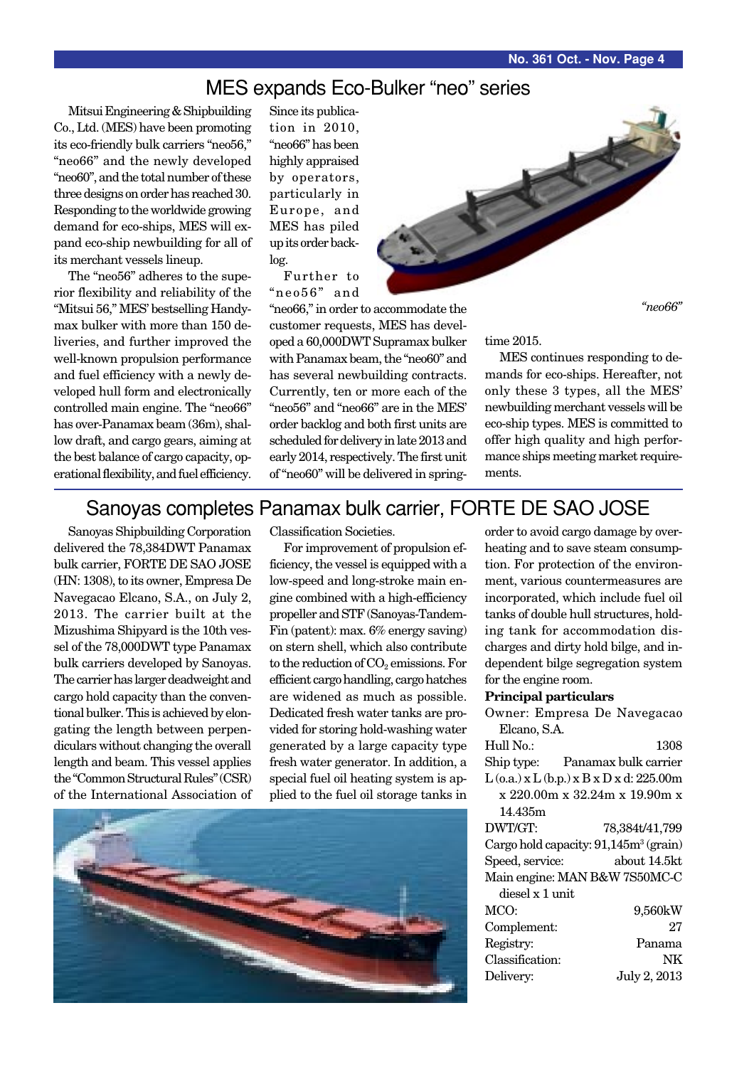# MES expands Eco-Bulker "neo" series

Mitsui Engineering & Shipbuilding Co., Ltd. (MES) have been promoting its eco-friendly bulk carriers "neo56," "neo66" and the newly developed "neo60", and the total number of these three designs on order has reached 30. Responding to the worldwide growing demand for eco-ships, MES will expand eco-ship newbuilding for all of its merchant vessels lineup.

The "neo56" adheres to the superior flexibility and reliability of the "Mitsui 56," MES' bestselling Handymax bulker with more than 150 deliveries, and further improved the well-known propulsion performance and fuel efficiency with a newly developed hull form and electronically controlled main engine. The "neo66" has over-Panamax beam (36m), shallow draft, and cargo gears, aiming at the best balance of cargo capacity, operational flexibility, and fuel efficiency.

Since its publication in 2010, "neo66" has been highly appraised by operators, particularly in Europe, and MES has piled up its order backlog.

Further to "neo56" and "neo66," in order to accommodate the customer requests, MES has developed a 60,000DWT Supramax bulker with Panamax beam, the "neo60" and has several newbuilding contracts. Currently, ten or more each of the "neo56" and "neo66" are in the MES' order backlog and both first units are scheduled for delivery in late 2013 and early 2014, respectively. The first unit of "neo60" will be delivered in springtime 2015.

*"neo66"*

MES continues responding to demands for eco-ships. Hereafter, not only these 3 types, all the MES' newbuilding merchant vessels will be eco-ship types. MES is committed to offer high quality and high performance ships meeting market requirements.

# Sanoyas completes Panamax bulk carrier, FORTE DE SAO JOSE

Sanoyas Shipbuilding Corporation delivered the 78,384DWT Panamax bulk carrier, FORTE DE SAO JOSE (HN: 1308), to its owner, Empresa De Navegacao Elcano, S.A., on July 2, 2013. The carrier built at the Mizushima Shipyard is the 10th vessel of the 78,000DWT type Panamax bulk carriers developed by Sanoyas. The carrier has larger deadweight and cargo hold capacity than the conventional bulker. This is achieved by elongating the length between perpendiculars without changing the overall length and beam. This vessel applies the "Common Structural Rules" (CSR) of the International Association of Classification Societies.

For improvement of propulsion efficiency, the vessel is equipped with a low-speed and long-stroke main engine combined with a high-efficiency propeller and STF (Sanoyas-Tandem-Fin (patent): max. 6% energy saving) on stern shell, which also contribute to the reduction of $CO_2$ emissions. For efficient cargo handling, cargo hatches are widened as much as possible. Dedicated fresh water tanks are provided for storing hold-washing water generated by a large capacity type fresh water generator. In addition, a special fuel oil heating system is applied to the fuel oil storage tanks in order to avoid cargo damage by overheating and to save steam consumption. For protection of the environment, various countermeasures are incorporated, which include fuel oil tanks of double hull structures, holding tank for accommodation discharges and dirty hold bilge, and independent bilge segregation system for the engine room.

**Principal particulars**

Owner: Empresa De Navegacao Elcano, S.A.
Hull No.: 1308
Ship type: Panamax bulk carrier
L (o.a.) x L (b.p.) x B x D x d: 225.00m x 220.00m x 32.24m x 19.90m x 14.435m
DWT/GT: 78,384t/41,799
Cargo hold capacity: 91,145m³ (grain)
Speed, service: about 14.5kt
Main engine: MAN B&W 7S50MC-C diesel x 1 unit
MCO: 9,560kW
Complement: 27
Registry: Panama
Classification: NK
Delivery: July 2, 2013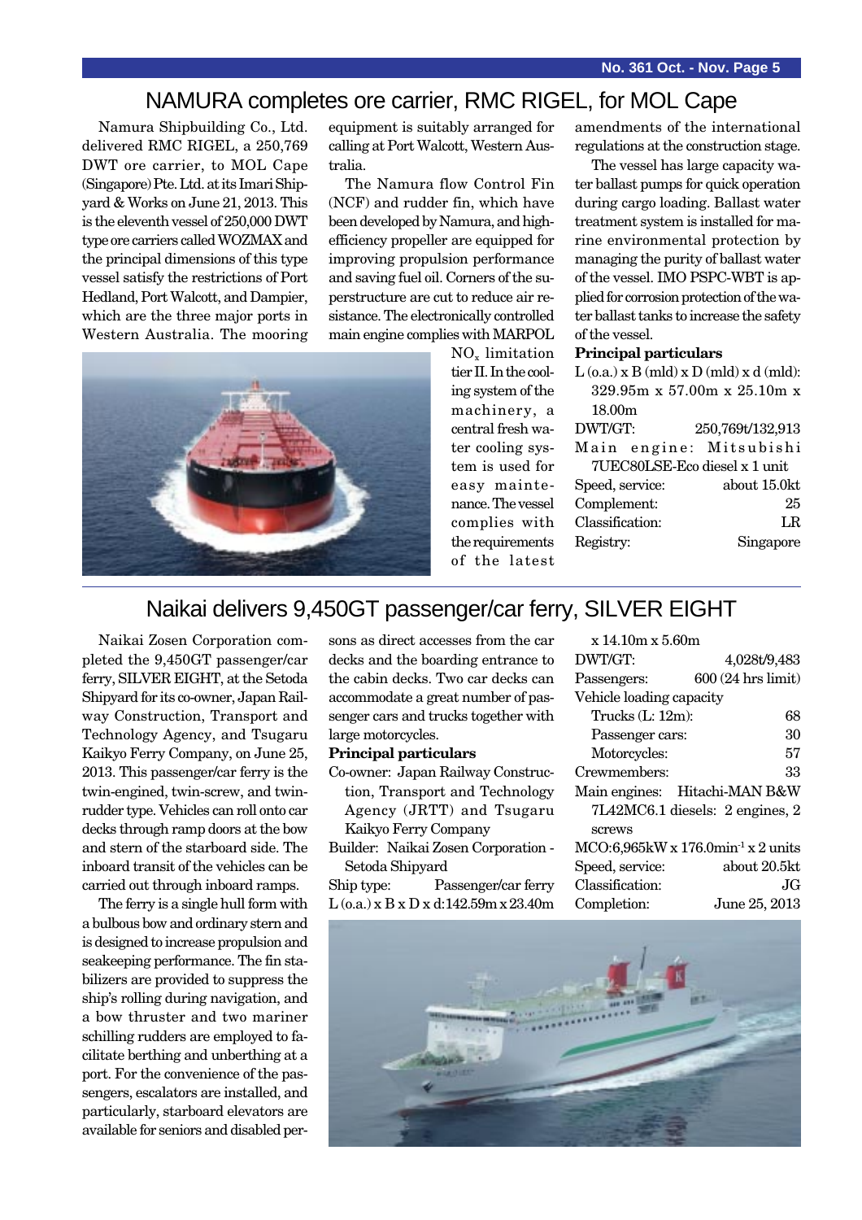# NAMURA completes ore carrier, RMC RIGEL, for MOL Cape

Namura Shipbuilding Co., Ltd. delivered RMC RIGEL, a 250,769 DWT ore carrier, to MOL Cape (Singapore) Pte. Ltd. at its Imari Shipyard & Works on June 21, 2013. This is the eleventh vessel of 250,000 DWT type ore carriers called WOZMAX and the principal dimensions of this type vessel satisfy the restrictions of Port Hedland, Port Walcott, and Dampier, which are the three major ports in Western Australia. The mooring equipment is suitably arranged for calling at Port Walcott, Western Australia.

The Namura flow Control Fin (NCF) and rudder fin, which have been developed by Namura, and high-efficiency propeller are equipped for improving propulsion performance and saving fuel oil. Corners of the superstructure are cut to reduce air resistance. The electronically controlled main engine complies with MARPOL $NO_x$ limitation tier II. In the cooling system of the machinery, a central fresh water cooling system is used for easy maintenance. The vessel complies with the requirements of the latest amendments of the international regulations at the construction stage.

The vessel has large capacity water ballast pumps for quick operation during cargo loading. Ballast water treatment system is installed for marine environmental protection by managing the purity of ballast water of the vessel. IMO PSPC-WBT is applied for corrosion protection of the water ballast tanks to increase the safety of the vessel.

**Principal particulars**

L (o.a.) x B (mld) x D (mld) x d (mld): 329.95m x 57.00m x 25.10m x 18.00m
DWT/GT: 250,769t/132,913
Main engine: Mitsubishi 7UEC80LSE-Eco diesel x 1 unit
Speed, service: about 15.0kt
Complement: 25
Classification: LR
Registry: Singapore

# Naikai delivers 9,450GT passenger/car ferry, SILVER EIGHT

Naikai Zosen Corporation completed the 9,450GT passenger/car ferry, SILVER EIGHT, at the Setoda Shipyard for its co-owner, Japan Railway Construction, Transport and Technology Agency, and Tsugaru Kaikyo Ferry Company, on June 25, 2013. This passenger/car ferry is the twin-engined, twin-screw, and twin-rudder type. Vehicles can roll onto car decks through ramp doors at the bow and stern of the starboard side. The inboard transit of the vehicles can be carried out through inboard ramps.

The ferry is a single hull form with a bulbous bow and ordinary stern and is designed to increase propulsion and seakeeping performance. The fin stabilizers are provided to suppress the ship's rolling during navigation, and a bow thruster and two mariner schilling rudders are employed to facilitate berthing and unberthing at a port. For the convenience of the passengers, escalators are installed, and particularly, starboard elevators are available for seniors and disabled persons as direct accesses from the car decks and the boarding entrance to the cabin decks. Two car decks can accommodate a great number of passenger cars and trucks together with large motorcycles.

**Principal particulars**

Co-owner: Japan Railway Construction, Transport and Technology Agency (JRTT) and Tsugaru Kaikyo Ferry Company
Builder: Naikai Zosen Corporation - Setoda Shipyard
Ship type: Passenger/car ferry
L (o.a.) x B x D x d: 142.59m x 23.40m x 14.10m x 5.60m
DWT/GT: 4,028t/9,483
Passengers: 600 (24 hrs limit)
Vehicle loading capacity
- Trucks (L: 12m): 68
- Passenger cars: 30
- Motorcycles: 57

Crewmembers: 33
Main engines: Hitachi-MAN B&W 7L42MC6.1 diesels: 2 engines, 2 screws
MCO: 6,965kW x 176.0min$^{-1}$ x 2 units
Speed, service: about 20.5kt
Classification: JG
Completion: June 25, 2013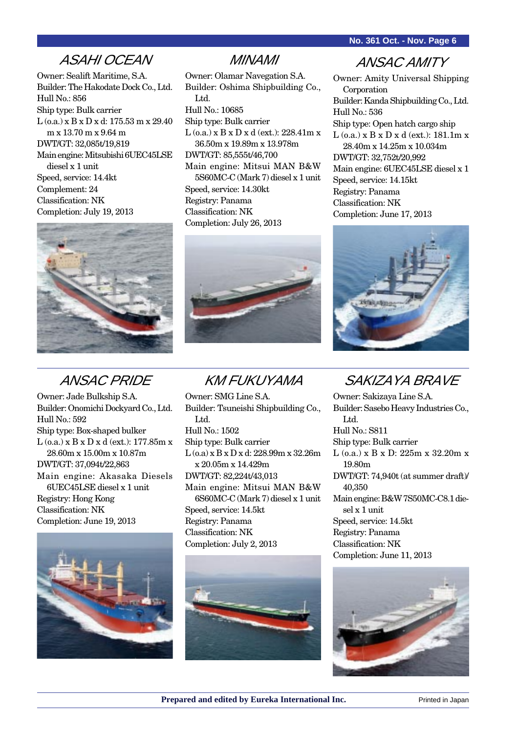## ASAHI OCEAN

Owner: Sealift Maritime, S.A.
Builder: The Hakodate Dock Co., Ltd.
Hull No.: 856
Ship type: Bulk carrier
L (o.a.) x B x D x d: 175.53 m x 29.40 m x 13.70 m x 9.64 m
DWT/GT: 32,085t/19,819
Main engine: Mitsubishi 6UEC45LSE diesel x 1 unit
Speed, service: 14.4kt
Complement: 24
Classification: NK
Completion: July 19, 2013

## MINAMI

Owner: Olamar Navegation S.A.
Builder: Oshima Shipbuilding Co., Ltd.
Hull No.: 10685
Ship type: Bulk carrier
L (o.a.) x B x D x d (ext.): 228.41m x 36.50m x 19.89m x 13.978m
DWT/GT: 85,555t/46,700
Main engine: Mitsui MAN B&W 5S60MC-C (Mark 7) diesel x 1 unit
Speed, service: 14.30kt
Registry: Panama
Classification: NK
Completion: July 26, 2013

## ANSAC AMITY

Owner: Amity Universal Shipping Corporation
Builder: Kanda Shipbuilding Co., Ltd.
Hull No.: 536
Ship type: Open hatch cargo ship
L (o.a.) x B x D x d (ext.): 181.1m x 28.40m x 14.25m x 10.034m
DWT/GT: 32,752t/20,992
Main engine: 6UEC45LSE diesel x 1
Speed, service: 14.15kt
Registry: Panama
Classification: NK
Completion: June 17, 2013

## ANSAC PRIDE

Owner: Jade Bulkship S.A.
Builder: Onomichi Dockyard Co., Ltd.
Hull No.: 592
Ship type: Box-shaped bulker
L (o.a.) x B x D x d (ext.): 177.85m x 28.60m x 15.00m x 10.87m
DWT/GT: 37,094t/22,863
Main engine: Akasaka Diesels 6UEC45LSE diesel x 1 unit
Registry: Hong Kong
Classification: NK
Completion: June 19, 2013

## KM FUKUYAMA

Owner: SMG Line S.A.
Builder: Tsuneishi Shipbuilding Co., Ltd.
Hull No.: 1502
Ship type: Bulk carrier
L (o.a) x B x D x d: 228.99m x 32.26m x 20.05m x 14.429m
DWT/GT: 82,224t/43,013
Main engine: Mitsui MAN B&W 6S60MC-C (Mark 7) diesel x 1 unit
Speed, service: 14.5kt
Registry: Panama
Classification: NK
Completion: July 2, 2013

## SAKIZAYA BRAVE

Owner: Sakizaya Line S.A.
Builder: Sasebo Heavy Industries Co., Ltd.
Hull No.: S811
Ship type: Bulk carrier
L (o.a.) x B x D: 225m x 32.20m x 19.80m
DWT/GT: 74,940t (at summer draft)/40,350
Main engine: B&W 7S50MC-C8.1 diesel x 1 unit
Speed, service: 14.5kt
Registry: Panama
Classification: NK
Completion: June 11, 2013

**Prepared and edited by Eureka International Inc.**

Printed in Japan